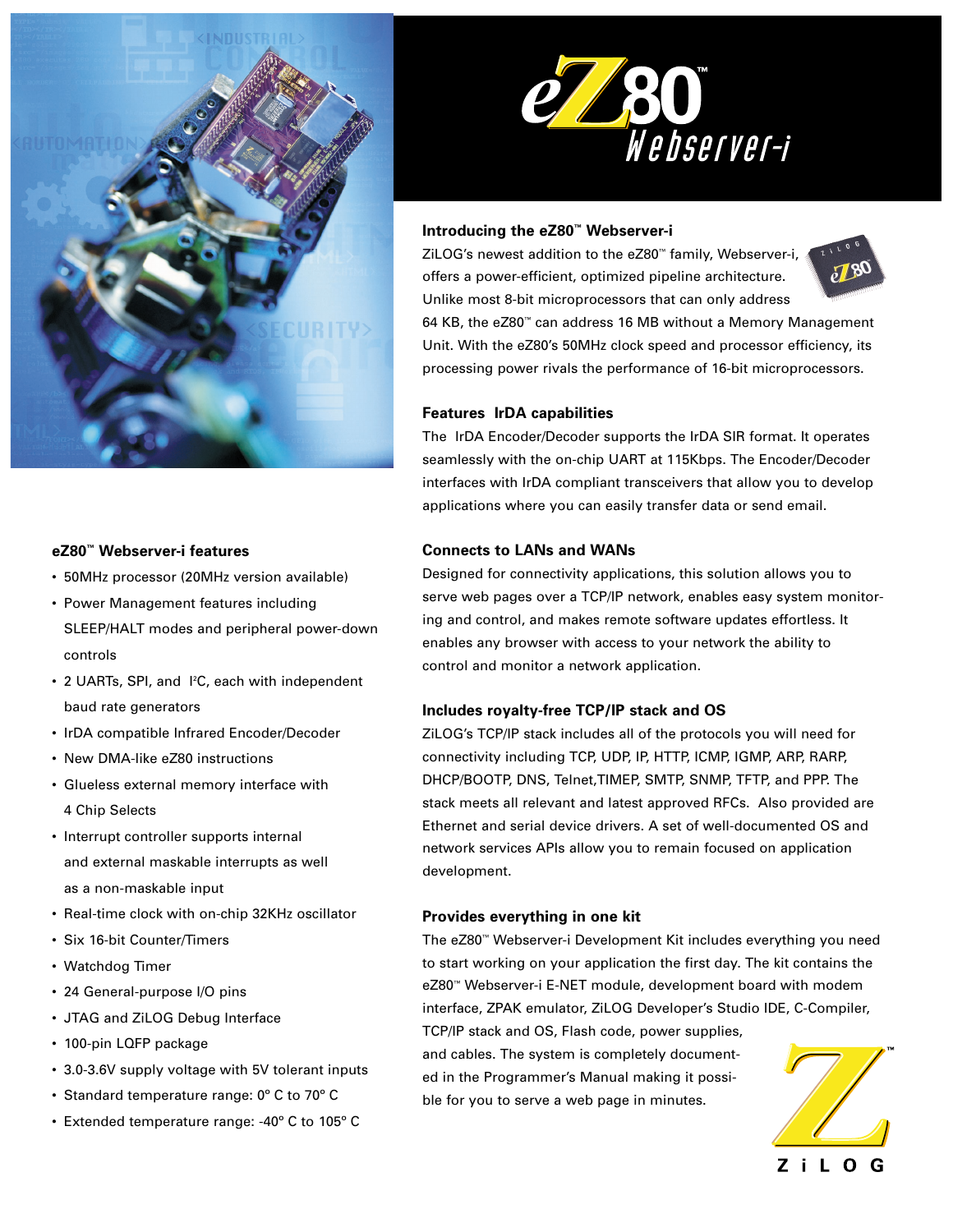# eZ80™ Webserver-i

## Introducing the eZ80™ Webserver-i

ZiLOG's newest addition to the eZ80™ family, Webserver-i, offers a power-efficient, optimized pipeline architecture. Unlike most 8-bit microprocessors that can only address 64 KB, the eZ80™ can address 16 MB without a Memory Management Unit. With the eZ80's 50MHz clock speed and processor efficiency, its processing power rivals the performance of 16-bit microprocessors.

## Features IrDA capabilities

The IrDA Encoder/Decoder supports the IrDA SIR format. It operates seamlessly with the on-chip UART at 115Kbps. The Encoder/Decoder interfaces with IrDA compliant transceivers that allow you to develop applications where you can easily transfer data or send email.

## Connects to LANs and WANs

Designed for connectivity applications, this solution allows you to serve web pages over a TCP/IP network, enables easy system monitoring and control, and makes remote software updates effortless. It enables any browser with access to your network the ability to control and monitor a network application.

## Includes royalty-free TCP/IP stack and OS

ZiLOG's TCP/IP stack includes all of the protocols you will need for connectivity including TCP, UDP, IP, HTTP, ICMP, IGMP, ARP, RARP, DHCP/BOOTP, DNS, Telnet,TIMEP, SMTP, SNMP, TFTP, and PPP. The stack meets all relevant and latest approved RFCs. Also provided are Ethernet and serial device drivers. A set of well-documented OS and network services APIs allow you to remain focused on application development.

## Provides everything in one kit

The eZ80™ Webserver-i Development Kit includes everything you need to start working on your application the first day. The kit contains the eZ80™ Webserver-i E-NET module, development board with modem interface, ZPAK emulator, ZiLOG Developer's Studio IDE, C-Compiler, TCP/IP stack and OS, Flash code, power supplies, and cables. The system is completely documented in the Programmer's Manual making it possible for you to serve a web page in minutes.

## eZ80™ Webserver-i features

- 50MHz processor (20MHz version available)
- Power Management features including SLEEP/HALT modes and peripheral power-down controls
- 2 UARTs, SPI, and I²C, each with independent baud rate generators
- IrDA compatible Infrared Encoder/Decoder
- New DMA-like eZ80 instructions
- Glueless external memory interface with 4 Chip Selects
- Interrupt controller supports internal and external maskable interrupts as well as a non-maskable input
- Real-time clock with on-chip 32KHz oscillator
- Six 16-bit Counter/Timers
- Watchdog Timer
- 24 General-purpose I/O pins
- JTAG and ZiLOG Debug Interface
- 100-pin LQFP package
- 3.0-3.6V supply voltage with 5V tolerant inputs
- Standard temperature range: 0° C to 70° C
- Extended temperature range: -40° C to 105° C

ZiLOG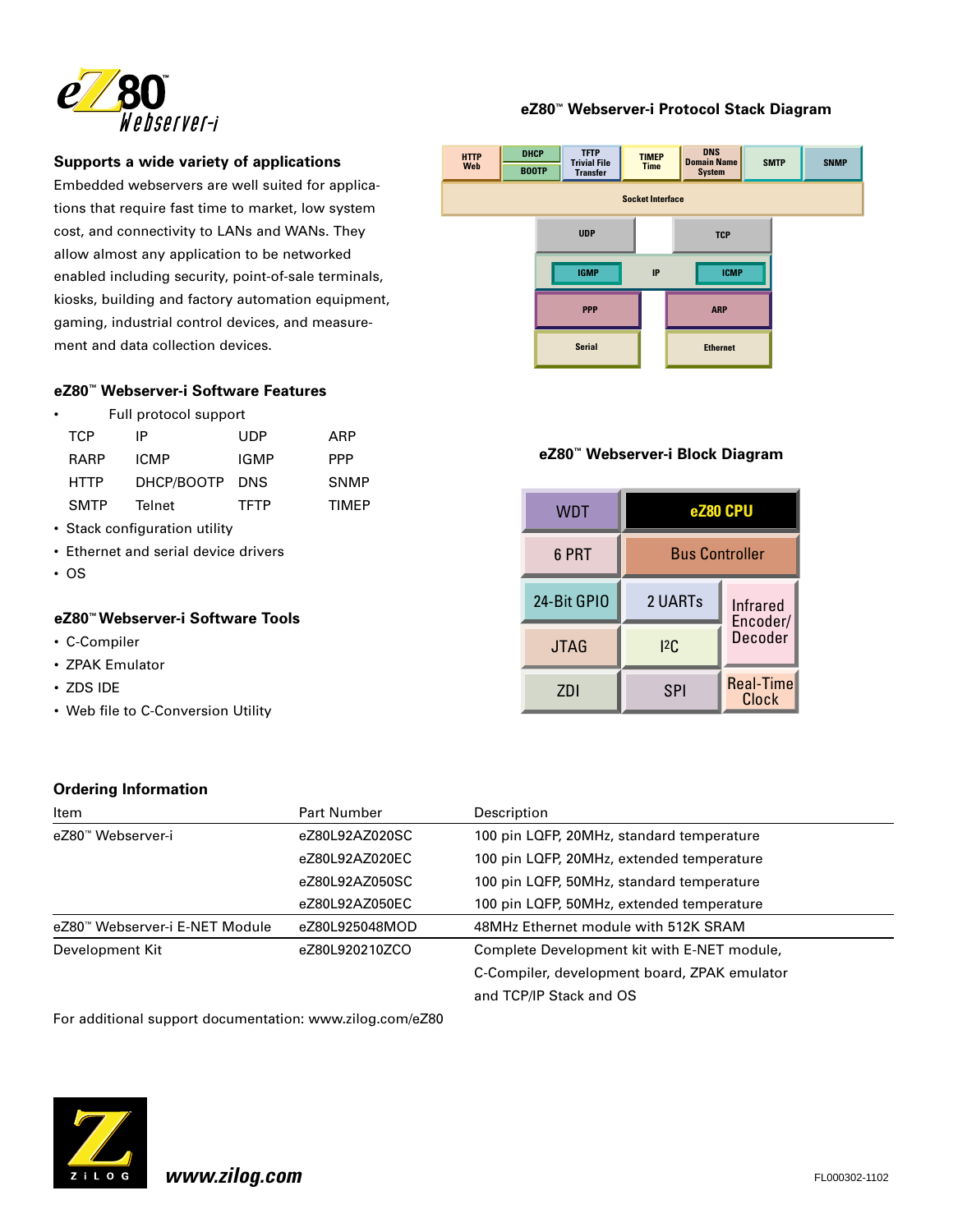eZ80™ Webserver-i

## Supports a wide variety of applications

Embedded webservers are well suited for applications that require fast time to market, low system cost, and connectivity to LANs and WANs. They allow almost any application to be networked enabled including security, point-of-sale terminals, kiosks, building and factory automation equipment, gaming, industrial control devices, and measurement and data collection devices.

## eZ80™ Webserver-i Software Features

- Full protocol support

| | | | |
|---|---|---|---|
| TCP | IP | UDP | ARP |
| RARP | ICMP | IGMP | PPP |
| HTTP | DHCP/BOOTP | DNS | SNMP |
| SMTP | Telnet | TFTP | TIMEP |

- Stack configuration utility
- Ethernet and serial device drivers
- OS

## eZ80™ Webserver-i Software Tools

- C-Compiler
- ZPAK Emulator
- ZDS IDE
- Web file to C-Conversion Utility

## eZ80™ Webserver-i Protocol Stack Diagram

HTTP Web
DHCP
BOOTP
TFTP Trivial File Transfer
TIMEP Time
DNS Domain Name System
SMTP
SNMP
Socket Interface
UDP
TCP
IGMP
IP
ICMP
PPP
ARP
Serial
Ethernet

## eZ80™ Webserver-i Block Diagram

WDT
eZ80 CPU
6 PRT
Bus Controller
24-Bit GPIO
2 UARTs
Infrared Encoder/ Decoder
JTAG
I2C
ZDI
SPI
Real-Time Clock

## Ordering Information

| Item | Part Number | Description |
|---|---|---|
| eZ80™ Webserver-i | eZ80L92AZ020SC | 100 pin LQFP, 20MHz, standard temperature |
| | eZ80L92AZ020EC | 100 pin LQFP, 20MHz, extended temperature |
| | eZ80L92AZ050SC | 100 pin LQFP, 50MHz, standard temperature |
| | eZ80L92AZ050EC | 100 pin LQFP, 50MHz, extended temperature |
| eZ80™ Webserver-i E-NET Module | eZ80L925048MOD | 48MHz Ethernet module with 512K SRAM |
| Development Kit | eZ80L920210ZCO | Complete Development kit with E-NET module, C-Compiler, development board, ZPAK emulator and TCP/IP Stack and OS |

For additional support documentation: www.zilog.com/eZ80

ZiLOG

*www.zilog.com*

FL000302-1102